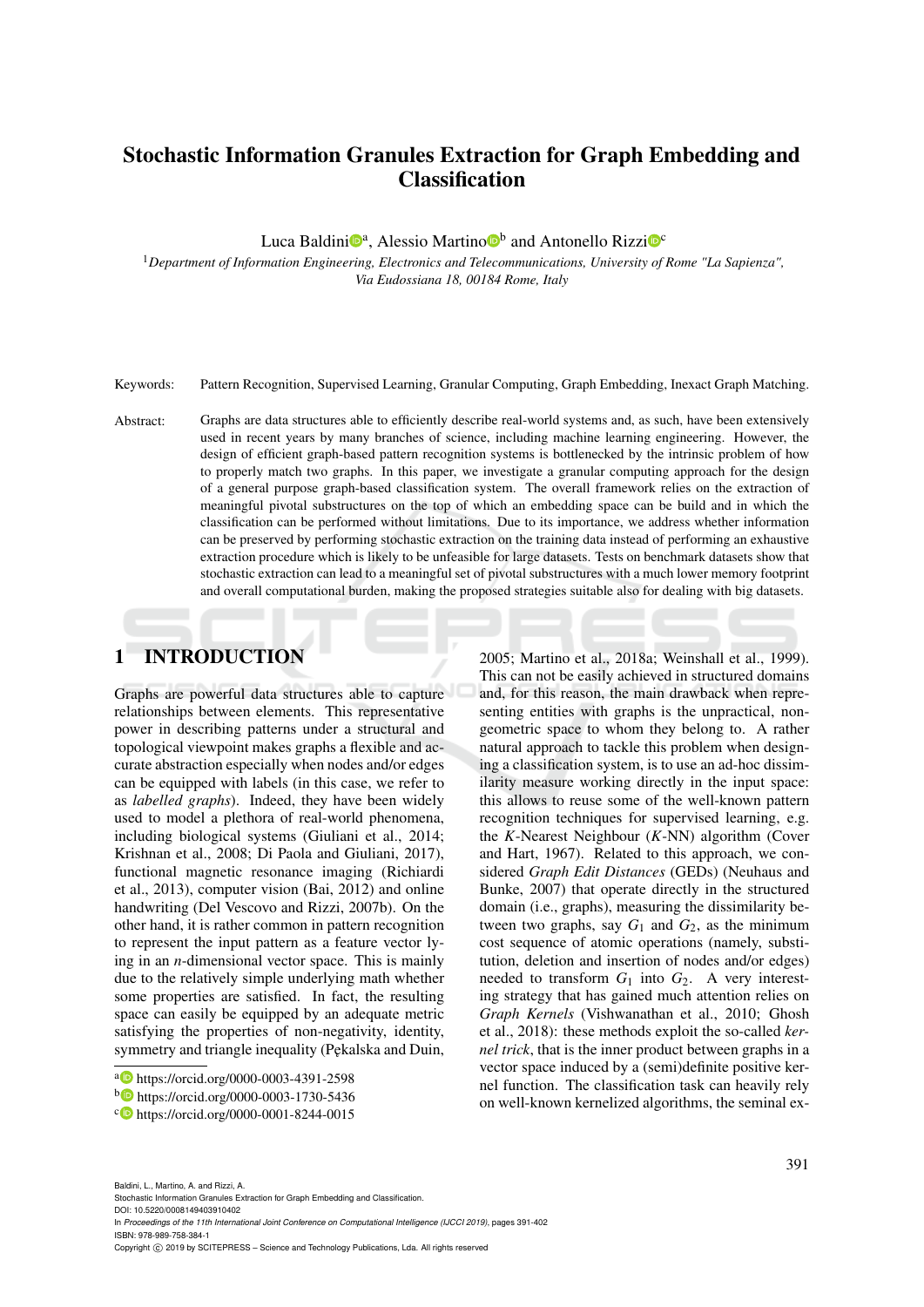# Stochastic Information Granules Extraction for Graph Embedding and Classification

Luca Baldini[a], Alessio Martino[b] and Antonello Rizzi[c]

[1]*Department of Information Engineering, Electronics and Telecommunications, University of Rome "La Sapienza", Via Eudossiana 18, 00184 Rome, Italy*

Keywords: Pattern Recognition, Supervised Learning, Granular Computing, Graph Embedding, Inexact Graph Matching.

Abstract: Graphs are data structures able to efficiently describe real-world systems and, as such, have been extensively used in recent years by many branches of science, including machine learning engineering. However, the design of efficient graph-based pattern recognition systems is bottlenecked by the intrinsic problem of how to properly match two graphs. In this paper, we investigate a granular computing approach for the design of a general purpose graph-based classification system. The overall framework relies on the extraction of meaningful pivotal substructures on the top of which an embedding space can be build and in which the classification can be performed without limitations. Due to its importance, we address whether information can be preserved by performing stochastic extraction on the training data instead of performing an exhaustive extraction procedure which is likely to be unfeasible for large datasets. Tests on benchmark datasets show that stochastic extraction can lead to a meaningful set of pivotal substructures with a much lower memory footprint and overall computational burden, making the proposed strategies suitable also for dealing with big datasets.

## 1 INTRODUCTION

Graphs are powerful data structures able to capture relationships between elements. This representative power in describing patterns under a structural and topological viewpoint makes graphs a flexible and accurate abstraction especially when nodes and/or edges can be equipped with labels (in this case, we refer to as *labelled graphs*). Indeed, they have been widely used to model a plethora of real-world phenomena, including biological systems (Giuliani et al., 2014; Krishnan et al., 2008; Di Paola and Giuliani, 2017), functional magnetic resonance imaging (Richiardi et al., 2013), computer vision (Bai, 2012) and online handwriting (Del Vescovo and Rizzi, 2007b). On the other hand, it is rather common in pattern recognition to represent the input pattern as a feature vector lying in an $n$-dimensional vector space. This is mainly due to the relatively simple underlying math whether some properties are satisfied. In fact, the resulting space can easily be equipped by an adequate metric satisfying the properties of non-negativity, identity, symmetry and triangle inequality (Pękalska and Duin, 2005; Martino et al., 2018a; Weinshall et al., 1999). This can not be easily achieved in structured domains and, for this reason, the main drawback when representing entities with graphs is the unpractical, non-geometric space to whom they belong to. A rather natural approach to tackle this problem when designing a classification system, is to use an ad-hoc dissimilarity measure working directly in the input space: this allows to reuse some of the well-known pattern recognition techniques for supervised learning, e.g. the $K$-Nearest Neighbour ($K$-NN) algorithm (Cover and Hart, 1967). Related to this approach, we considered *Graph Edit Distances* (GEDs) (Neuhaus and Bunke, 2007) that operate directly in the structured domain (i.e., graphs), measuring the dissimilarity between two graphs, say $G_1$ and $G_2$, as the minimum cost sequence of atomic operations (namely, substitution, deletion and insertion of nodes and/or edges) needed to transform $G_1$ into $G_2$. A very interesting strategy that has gained much attention relies on *Graph Kernels* (Vishwanathan et al., 2010; Ghosh et al., 2018): these methods exploit the so-called *kernel trick*, that is the inner product between graphs in a vector space induced by a (semi)definite positive kernel function. The classification task can heavily rely on well-known kernelized algorithms, the seminal ex-

[a] https://orcid.org/0000-0003-4391-2598
[b] https://orcid.org/0000-0003-1730-5436
[c] https://orcid.org/0000-0001-8244-0015

Baldini, L., Martino, A. and Rizzi, A.
Stochastic Information Granules Extraction for Graph Embedding and Classification.
DOI: 10.5220/0008149403910402
In *Proceedings of the 11th International Joint Conference on Computational Intelligence (IJCCI 2019)*, pages 391-402
ISBN: 978-989-758-384-1
Copyright © 2019 by SCITEPRESS – Science and Technology Publications, Lda. All rights reserved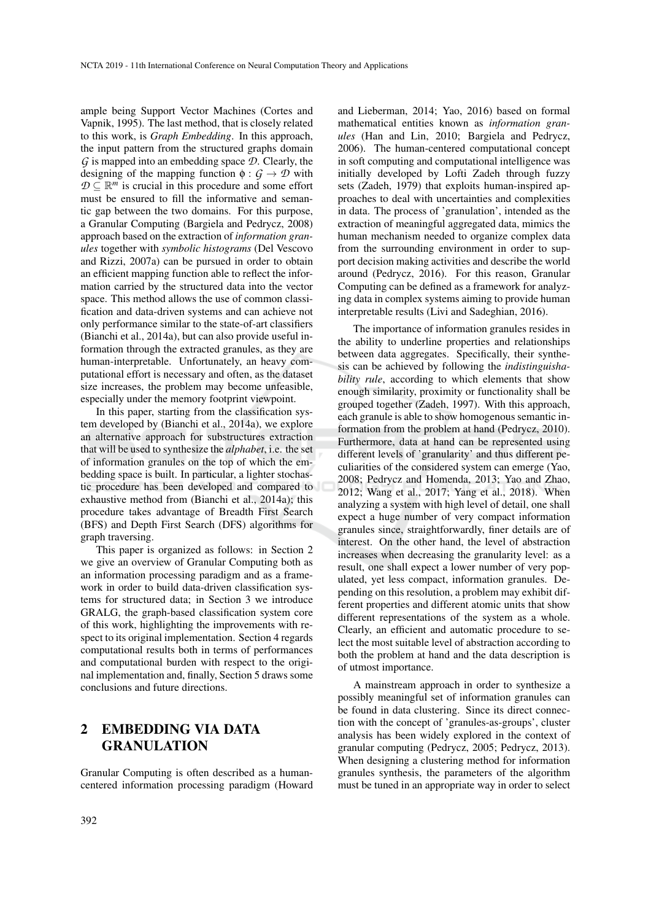ample being Support Vector Machines (Cortes and Vapnik, 1995). The last method, that is closely related to this work, is *Graph Embedding*. In this approach, the input pattern from the structured graphs domain $\mathcal{G}$ is mapped into an embedding space $\mathcal{D}$. Clearly, the designing of the mapping function $\phi : \mathcal{G} \rightarrow \mathcal{D}$ with $\mathcal{D} \subseteq \mathbb{R}^m$ is crucial in this procedure and some effort must be ensured to fill the informative and semantic gap between the two domains. For this purpose, a Granular Computing (Bargiela and Pedrycz, 2008) approach based on the extraction of *information granules* together with *symbolic histograms* (Del Vescovo and Rizzi, 2007a) can be pursued in order to obtain an efficient mapping function able to reflect the information carried by the structured data into the vector space. This method allows the use of common classification and data-driven systems and can achieve not only performance similar to the state-of-art classifiers (Bianchi et al., 2014a), but can also provide useful information through the extracted granules, as they are human-interpretable. Unfortunately, an heavy computational effort is necessary and often, as the dataset size increases, the problem may become unfeasible, especially under the memory footprint viewpoint.

In this paper, starting from the classification system developed by (Bianchi et al., 2014a), we explore an alternative approach for substructures extraction that will be used to synthesize the *alphabet*, i.e. the set of information granules on the top of which the embedding space is built. In particular, a lighter stochastic procedure has been developed and compared to exhaustive method from (Bianchi et al., 2014a); this procedure takes advantage of Breadth First Search (BFS) and Depth First Search (DFS) algorithms for graph traversing.

This paper is organized as follows: in Section 2 we give an overview of Granular Computing both as an information processing paradigm and as a framework in order to build data-driven classification systems for structured data; in Section 3 we introduce GRALG, the graph-based classification system core of this work, highlighting the improvements with respect to its original implementation. Section 4 regards computational results both in terms of performances and computational burden with respect to the original implementation and, finally, Section 5 draws some conclusions and future directions.

## 2 EMBEDDING VIA DATA GRANULATION

Granular Computing is often described as a human-centered information processing paradigm (Howard and Lieberman, 2014; Yao, 2016) based on formal mathematical entities known as *information granules* (Han and Lin, 2010; Bargiela and Pedrycz, 2006). The human-centered computational concept in soft computing and computational intelligence was initially developed by Lofti Zadeh through fuzzy sets (Zadeh, 1979) that exploits human-inspired approaches to deal with uncertainties and complexities in data. The process of 'granulation', intended as the extraction of meaningful aggregated data, mimics the human mechanism needed to organize complex data from the surrounding environment in order to support decision making activities and describe the world around (Pedrycz, 2016). For this reason, Granular Computing can be defined as a framework for analyzing data in complex systems aiming to provide human interpretable results (Livi and Sadeghian, 2016).

The importance of information granules resides in the ability to underline properties and relationships between data aggregates. Specifically, their synthesis can be achieved by following the *indistinguishability rule*, according to which elements that show enough similarity, proximity or functionality shall be grouped together (Zadeh, 1997). With this approach, each granule is able to show homogenous semantic information from the problem at hand (Pedrycz, 2010). Furthermore, data at hand can be represented using different levels of 'granularity' and thus different peculiarities of the considered system can emerge (Yao, 2008; Pedrycz and Homenda, 2013; Yao and Zhao, 2012; Wang et al., 2017; Yang et al., 2018). When analyzing a system with high level of detail, one shall expect a huge number of very compact information granules since, straightforwardly, finer details are of interest. On the other hand, the level of abstraction increases when decreasing the granularity level: as a result, one shall expect a lower number of very populated, yet less compact, information granules. Depending on this resolution, a problem may exhibit different properties and different atomic units that show different representations of the system as a whole. Clearly, an efficient and automatic procedure to select the most suitable level of abstraction according to both the problem at hand and the data description is of utmost importance.

A mainstream approach in order to synthesize a possibly meaningful set of information granules can be found in data clustering. Since its direct connection with the concept of 'granules-as-groups', cluster analysis has been widely explored in the context of granular computing (Pedrycz, 2005; Pedrycz, 2013). When designing a clustering method for information granules synthesis, the parameters of the algorithm must be tuned in an appropriate way in order to select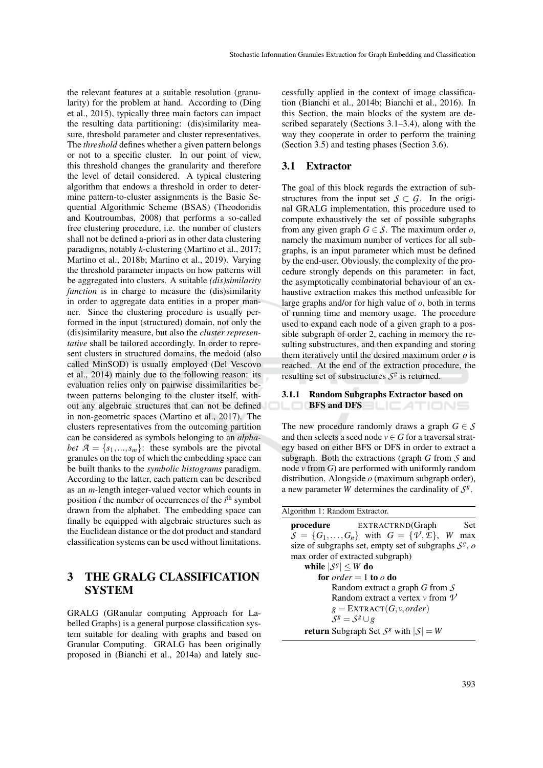the relevant features at a suitable resolution (granularity) for the problem at hand. According to (Ding et al., 2015), typically three main factors can impact the resulting data partitioning: (dis)similarity measure, threshold parameter and cluster representatives. The *threshold* defines whether a given pattern belongs or not to a specific cluster. In our point of view, this threshold changes the granularity and therefore the level of detail considered. A typical clustering algorithm that endows a threshold in order to determine pattern-to-cluster assignments is the Basic Sequential Algorithmic Scheme (BSAS) (Theodoridis and Koutroumbas, 2008) that performs a so-called free clustering procedure, i.e. the number of clusters shall not be defined a-priori as in other data clustering paradigms, notably $k$-clustering (Martino et al., 2017; Martino et al., 2018b; Martino et al., 2019). Varying the threshold parameter impacts on how patterns will be aggregated into clusters. A suitable *(dis)similarity function* is in charge to measure the (dis)similarity in order to aggregate data entities in a proper manner. Since the clustering procedure is usually performed in the input (structured) domain, not only the (dis)similarity measure, but also the *cluster representative* shall be tailored accordingly. In order to represent clusters in structured domains, the medoid (also called MinSOD) is usually employed (Del Vescovo et al., 2014) mainly due to the following reason: its evaluation relies only on pairwise dissimilarities between patterns belonging to the cluster itself, without any algebraic structures that can not be defined in non-geometric spaces (Martino et al., 2017). The clusters representatives from the outcoming partition can be considered as symbols belonging to an *alphabet* $\mathcal{A} = \{s_1, ..., s_m\}$: these symbols are the pivotal granules on the top of which the embedding space can be built thanks to the *symbolic histograms* paradigm. According to the latter, each pattern can be described as an $m$-length integer-valued vector which counts in position $i$ the number of occurrences of the $i^{\text{th}}$ symbol drawn from the alphabet. The embedding space can finally be equipped with algebraic structures such as the Euclidean distance or the dot product and standard classification systems can be used without limitations.

# 3 THE GRALG CLASSIFICATION SYSTEM

GRALG (GRanular computing Approach for Labelled Graphs) is a general purpose classification system suitable for dealing with graphs and based on Granular Computing. GRALG has been originally proposed in (Bianchi et al., 2014a) and lately successfully applied in the context of image classification (Bianchi et al., 2014b; Bianchi et al., 2016). In this Section, the main blocks of the system are described separately (Sections 3.1–3.4), along with the way they cooperate in order to perform the training (Section 3.5) and testing phases (Section 3.6).

## 3.1 Extractor

The goal of this block regards the extraction of substructures from the input set $\mathcal{S} \subset \mathcal{G}$. In the original GRALG implementation, this procedure used to compute exhaustively the set of possible subgraphs from any given graph $G \in \mathcal{S}$. The maximum order $o$, namely the maximum number of vertices for all subgraphs, is an input parameter which must be defined by the end-user. Obviously, the complexity of the procedure strongly depends on this parameter: in fact, the asymptotically combinatorial behaviour of an exhaustive extraction makes this method unfeasible for large graphs and/or for high value of $o$, both in terms of running time and memory usage. The procedure used to expand each node of a given graph to a possible subgraph of order 2, caching in memory the resulting substructures, and then expanding and storing them iteratively until the desired maximum order $o$ is reached. At the end of the extraction procedure, the resulting set of substructures $\mathcal{S}^g$ is returned.

### 3.1.1 Random Subgraphs Extractor based on BFS and DFS

The new procedure randomly draws a graph $G \in \mathcal{S}$ and then selects a seed node $v \in G$ for a traversal strategy based on either BFS or DFS in order to extract a subgraph. Both the extractions (graph $G$ from $\mathcal{S}$ and node $v$ from $G$) are performed with uniformly random distribution. Alongside $o$ (maximum subgraph order), a new parameter $W$ determines the cardinality of $\mathcal{S}^g$.

Algorithm 1: Random Extractor.

**procedure** EXTRACTRND(Graph Set $\mathcal{S} = \{G_1, \ldots, G_n\}$ with $G = \{\mathcal{V}, \mathcal{E}\}$, $W$ max size of subgraphs set, empty set of subgraphs $\mathcal{S}^g$, $o$ max order of extracted subgraph)
  **while** $|\mathcal{S}^g| \leq W$ **do**
    **for** $order = 1$ **to** $o$ **do**
      Random extract a graph $G$ from $\mathcal{S}$
      Random extract a vertex $v$ from $\mathcal{V}$
      $g = \text{EXTRACT}(G, v, order)$
      $\mathcal{S}^g = \mathcal{S}^g \cup g$
  **return** Subgraph Set $\mathcal{S}^g$ with $|\mathcal{S}| = W$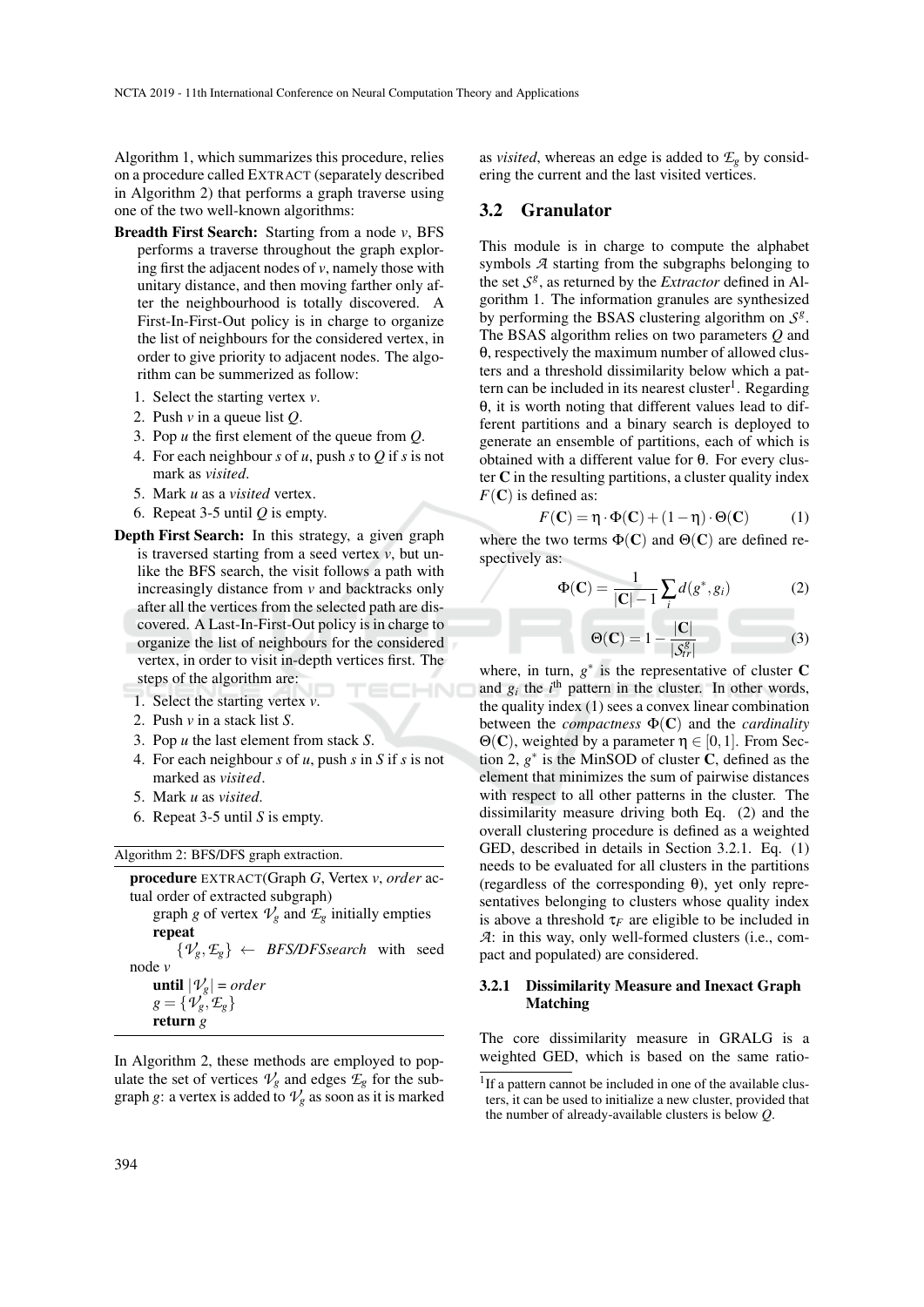Algorithm 1, which summarizes this procedure, relies on a procedure called EXTRACT (separately described in Algorithm 2) that performs a graph traverse using one of the two well-known algorithms:

**Breadth First Search:** Starting from a node $v$, BFS performs a traverse throughout the graph exploring first the adjacent nodes of $v$, namely those with unitary distance, and then moving farther only after the neighbourhood is totally discovered. A First-In-First-Out policy is in charge to organize the list of neighbours for the considered vertex, in order to give priority to adjacent nodes. The algorithm can be summerized as follow:

1. Select the starting vertex $v$.
2. Push $v$ in a queue list $Q$.
3. Pop $u$ the first element of the queue from $Q$.
4. For each neighbour $s$ of $u$, push $s$ to $Q$ if $s$ is not mark as *visited*.
5. Mark $u$ as a *visited* vertex.
6. Repeat 3-5 until $Q$ is empty.

**Depth First Search:** In this strategy, a given graph is traversed starting from a seed vertex $v$, but unlike the BFS search, the visit follows a path with increasingly distance from $v$ and backtracks only after all the vertices from the selected path are discovered. A Last-In-First-Out policy is in charge to organize the list of neighbours for the considered vertex, in order to visit in-depth vertices first. The steps of the algorithm are:

1. Select the starting vertex $v$.
2. Push $v$ in a stack list $S$.
3. Pop $u$ the last element from stack $S$.
4. For each neighbour $s$ of $u$, push $s$ in $S$ if $s$ is not marked as *visited*.
5. Mark $u$ as *visited*.
6. Repeat 3-5 until $S$ is empty.

Algorithm 2: BFS/DFS graph extraction.

```
procedure EXTRACT(Graph G, Vertex v, order actual order of extracted subgraph)
    graph g of vertex V_g and E_g initially empties
    repeat
        {V_g, E_g} ← BFS/DFSsearch with seed node v
    until |V_g| = order
    g = {V_g, E_g}
    return g
```

In Algorithm 2, these methods are employed to populate the set of vertices $\mathcal{V}_g$ and edges $\mathcal{E}_g$ for the subgraph $g$: a vertex is added to $\mathcal{V}_g$ as soon as it is marked as *visited*, whereas an edge is added to $\mathcal{E}_g$ by considering the current and the last visited vertices.

## 3.2 Granulator

This module is in charge to compute the alphabet symbols $\mathcal{A}$ starting from the subgraphs belonging to the set $\mathcal{S}^g$, as returned by the *Extractor* defined in Algorithm 1. The information granules are synthesized by performing the BSAS clustering algorithm on $\mathcal{S}^g$. The BSAS algorithm relies on two parameters $Q$ and $\theta$, respectively the maximum number of allowed clusters and a threshold dissimilarity below which a pattern can be included in its nearest cluster[1]. Regarding $\theta$, it is worth noting that different values lead to different partitions and a binary search is deployed to generate an ensemble of partitions, each of which is obtained with a different value for $\theta$. For every cluster $\mathbf{C}$ in the resulting partitions, a cluster quality index $F(\mathbf{C})$ is defined as:

$$F(\mathbf{C}) = \eta \cdot \Phi(\mathbf{C}) + (1-\eta) \cdot \Theta(\mathbf{C}) \tag{1}$$

where the two terms $\Phi(\mathbf{C})$ and $\Theta(\mathbf{C})$ are defined respectively as:

$$\Phi(\mathbf{C}) = \frac{1}{|\mathbf{C}|-1} \sum_i d(g^*, g_i) \tag{2}$$

$$\Theta(\mathbf{C}) = 1 - \frac{|\mathbf{C}|}{|\mathcal{S}^g_{tr}|} \tag{3}$$

where, in turn, $g^*$ is the representative of cluster $\mathbf{C}$ and $g_i$ the $i^{\text{th}}$ pattern in the cluster. In other words, the quality index (1) sees a convex linear combination between the *compactness* $\Phi(\mathbf{C})$ and the *cardinality* $\Theta(\mathbf{C})$, weighted by a parameter $\eta \in [0,1]$. From Section 2, $g^*$ is the MinSOD of cluster $\mathbf{C}$, defined as the element that minimizes the sum of pairwise distances with respect to all other patterns in the cluster. The dissimilarity measure driving both Eq. (2) and the overall clustering procedure is defined as a weighted GED, described in details in Section 3.2.1. Eq. (1) needs to be evaluated for all clusters in the partitions (regardless of the corresponding $\theta$), yet only representatives belonging to clusters whose quality index is above a threshold $\tau_F$ are eligible to be included in $\mathcal{A}$: in this way, only well-formed clusters (i.e., compact and populated) are considered.

### 3.2.1 Dissimilarity Measure and Inexact Graph Matching

The core dissimilarity measure in GRALG is a weighted GED, which is based on the same ratio-

[1] If a pattern cannot be included in one of the available clusters, it can be used to initialize a new cluster, provided that the number of already-available clusters is below $Q$.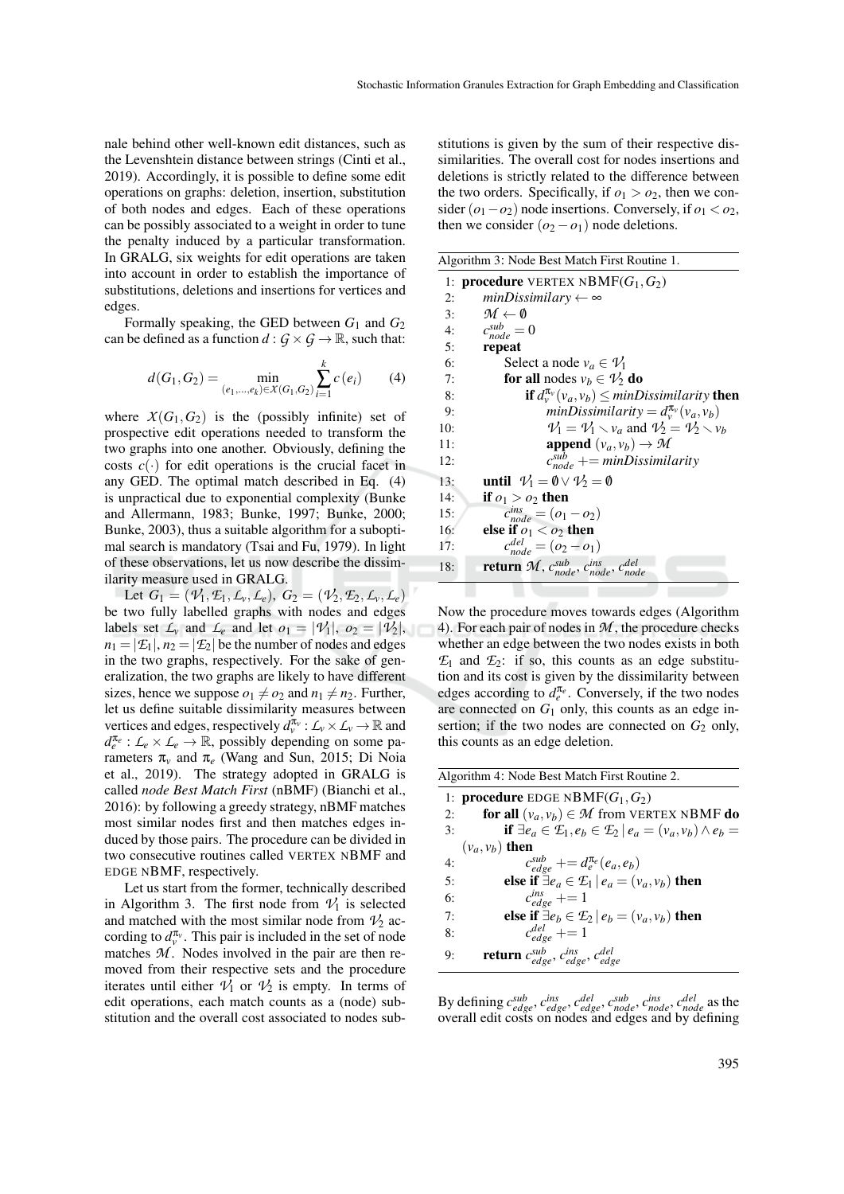nale behind other well-known edit distances, such as the Levenshtein distance between strings (Cinti et al., 2019). Accordingly, it is possible to define some edit operations on graphs: deletion, insertion, substitution of both nodes and edges. Each of these operations can be possibly associated to a weight in order to tune the penalty induced by a particular transformation. In GRALG, six weights for edit operations are taken into account in order to establish the importance of substitutions, deletions and insertions for vertices and edges.

Formally speaking, the GED between $G_1$ and $G_2$ can be defined as a function $d : \mathcal{G} \times \mathcal{G} \rightarrow \mathbb{R}$, such that:

$$d(G_1, G_2) = \min_{(e_1,\dots,e_k) \in \mathcal{X}(G_1,G_2)} \sum_{i=1}^{k} c(e_i) \qquad (4)$$

where $\mathcal{X}(G_1, G_2)$ is the (possibly infinite) set of prospective edit operations needed to transform the two graphs into one another. Obviously, defining the costs $c(\cdot)$ for edit operations is the crucial facet in any GED. The optimal match described in Eq. (4) is unpractical due to exponential complexity (Bunke and Allermann, 1983; Bunke, 1997; Bunke, 2000; Bunke, 2003), thus a suitable algorithm for a suboptimal search is mandatory (Tsai and Fu, 1979). In light of these observations, let us now describe the dissimilarity measure used in GRALG.

Let $G_1 = (\mathcal{V}_1, \mathcal{E}_1, \mathcal{L}_v, \mathcal{L}_e)$, $G_2 = (\mathcal{V}_2, \mathcal{E}_2, \mathcal{L}_v, \mathcal{L}_e)$ be two fully labelled graphs with nodes and edges labels set $\mathcal{L}_v$ and $\mathcal{L}_e$ and let $o_1 = |\mathcal{V}_1|$, $o_2 = |\mathcal{V}_2|$, $n_1 = |\mathcal{E}_1|$, $n_2 = |\mathcal{E}_2|$ be the number of nodes and edges in the two graphs, respectively. For the sake of generalization, the two graphs are likely to have different sizes, hence we suppose $o_1 \neq o_2$ and $n_1 \neq n_2$. Further, let us define suitable dissimilarity measures between vertices and edges, respectively $d_v^{\pi_v} : \mathcal{L}_v \times \mathcal{L}_v \rightarrow \mathbb{R}$ and $d_e^{\pi_e} : \mathcal{L}_e \times \mathcal{L}_e \rightarrow \mathbb{R}$, possibly depending on some parameters $\pi_v$ and $\pi_e$ (Wang and Sun, 2015; Di Noia et al., 2019). The strategy adopted in GRALG is called *node Best Match First* (nBMF) (Bianchi et al., 2016): by following a greedy strategy, nBMF matches most similar nodes first and then matches edges induced by those pairs. The procedure can be divided in two consecutive routines called VERTEX NBMF and EDGE NBMF, respectively.

Let us start from the former, technically described in Algorithm 3. The first node from $\mathcal{V}_1$ is selected and matched with the most similar node from $\mathcal{V}_2$ according to $d_v^{\pi_v}$. This pair is included in the set of node matches $\mathcal{M}$. Nodes involved in the pair are then removed from their respective sets and the procedure iterates until either $\mathcal{V}_1$ or $\mathcal{V}_2$ is empty. In terms of edit operations, each match counts as a (node) substitution and the overall cost associated to nodes substitutions is given by the sum of their respective dissimilarities. The overall cost for nodes insertions and deletions is strictly related to the difference between the two orders. Specifically, if $o_1 > o_2$, then we consider $(o_1 - o_2)$ node insertions. Conversely, if $o_1 < o_2$, then we consider $(o_2 - o_1)$ node deletions.

Algorithm 3: Node Best Match First Routine 1.

```
1:  procedure VERTEX NBMF(G1, G2)
2:      minDissimilary ← ∞
3:      M ← ∅
4:      c_node^sub = 0
5:      repeat
6:          Select a node v_a ∈ V1
7:          for all nodes v_b ∈ V2 do
8:              if d_v^πv(v_a, v_b) ≤ minDissimilarity then
9:                  minDissimilarity = d_v^πv(v_a, v_b)
10:                 V1 = V1 ∖ v_a and V2 = V2 ∖ v_b
11:                 append (v_a, v_b) → M
12:                 c_node^sub += minDissimilarity
13:     until V1 = ∅ ∨ V2 = ∅
14:     if o1 > o2 then
15:         c_node^ins = (o1 − o2)
16:     else if o1 < o2 then
17:         c_node^del = (o2 − o1)
18:     return M, c_node^sub, c_node^ins, c_node^del
```

Now the procedure moves towards edges (Algorithm 4). For each pair of nodes in $\mathcal{M}$, the procedure checks whether an edge between the two nodes exists in both $\mathcal{E}_1$ and $\mathcal{E}_2$: if so, this counts as an edge substitution and its cost is given by the dissimilarity between edges according to $d_e^{\pi_e}$. Conversely, if the two nodes are connected on $G_1$ only, this counts as an edge insertion; if the two nodes are connected on $G_2$ only, this counts as an edge deletion.

Algorithm 4: Node Best Match First Routine 2.

```
1:  procedure EDGE NBMF(G1, G2)
2:      for all (v_a, v_b) ∈ M from VERTEX NBMF do
3:          if ∃e_a ∈ E1, e_b ∈ E2 | e_a = (v_a, v_b) ∧ e_b = (v_a, v_b) then
4:              c_edge^sub += d_e^πe(e_a, e_b)
5:          else if ∃e_a ∈ E1 | e_a = (v_a, v_b) then
6:              c_edge^ins += 1
7:          else if ∃e_b ∈ E2 | e_b = (v_a, v_b) then
8:              c_edge^del += 1
9:      return c_edge^sub, c_edge^ins, c_edge^del
```

By defining $c_{edge}^{sub}$, $c_{edge}^{ins}$, $c_{edge}^{del}$, $c_{node}^{sub}$, $c_{node}^{ins}$, $c_{node}^{del}$ as the overall edit costs on nodes and edges and by defining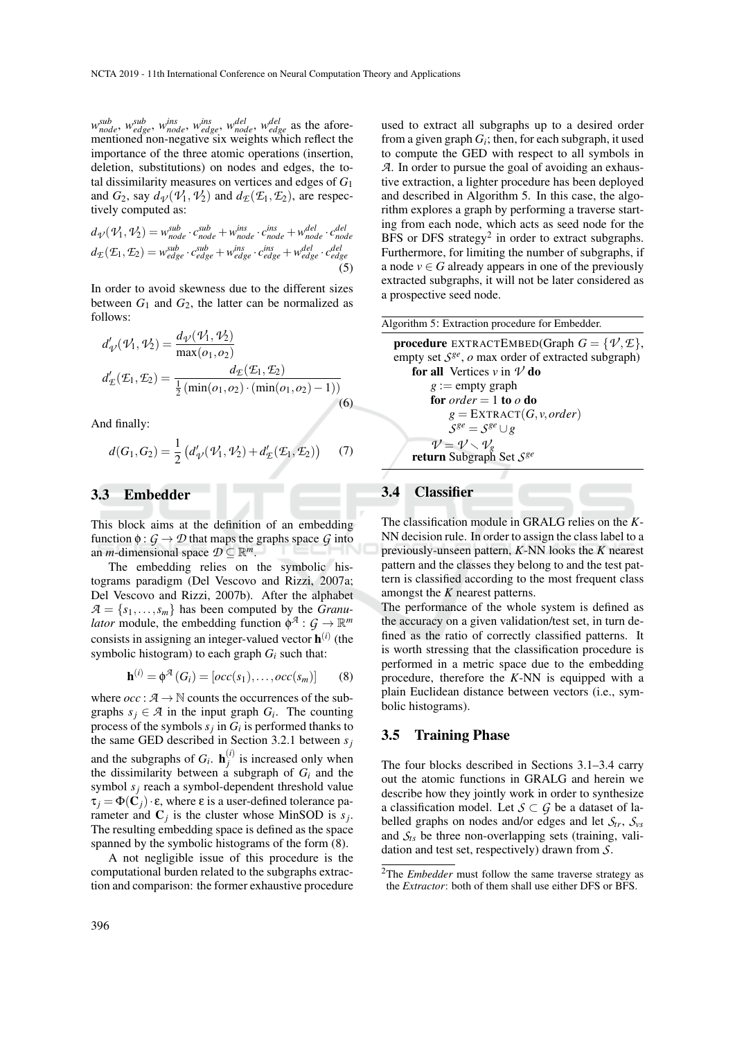$w_{node}^{sub}$, $w_{edge}^{sub}$, $w_{node}^{ins}$, $w_{edge}^{ins}$, $w_{node}^{del}$, $w_{edge}^{del}$ as the aforementioned non-negative six weights which reflect the importance of the three atomic operations (insertion, deletion, substitutions) on nodes and edges, the total dissimilarity measures on vertices and edges of $G_1$ and $G_2$, say $d_{\mathcal{V}}(\mathcal{V}_1, \mathcal{V}_2)$ and $d_{\mathcal{E}}(\mathcal{E}_1, \mathcal{E}_2)$, are respectively computed as:

$$
\begin{aligned}
d_{\mathcal{V}}(\mathcal{V}_1, \mathcal{V}_2) &= w_{node}^{sub} \cdot c_{node}^{sub} + w_{node}^{ins} \cdot c_{node}^{ins} + w_{node}^{del} \cdot c_{node}^{del} \\
d_{\mathcal{E}}(\mathcal{E}_1, \mathcal{E}_2) &= w_{edge}^{sub} \cdot c_{edge}^{sub} + w_{edge}^{ins} \cdot c_{edge}^{ins} + w_{edge}^{del} \cdot c_{edge}^{del}
\end{aligned} \tag{5}
$$

In order to avoid skewness due to the different sizes between $G_1$ and $G_2$, the latter can be normalized as follows:

$$
\begin{aligned}
d'_{\mathcal{V}}(\mathcal{V}_1, \mathcal{V}_2) &= \frac{d_{\mathcal{V}}(\mathcal{V}_1, \mathcal{V}_2)}{\max(o_1, o_2)} \\
d'_{\mathcal{E}}(\mathcal{E}_1, \mathcal{E}_2) &= \frac{d_{\mathcal{E}}(\mathcal{E}_1, \mathcal{E}_2)}{\frac{1}{2}\left(\min(o_1, o_2) \cdot (\min(o_1, o_2) - 1)\right)}
\end{aligned} \tag{6}
$$

And finally:

$$
d(G_1, G_2) = \frac{1}{2}\left(d'_{\mathcal{V}}(\mathcal{V}_1, \mathcal{V}_2) + d'_{\mathcal{E}}(\mathcal{E}_1, \mathcal{E}_2)\right) \tag{7}
$$

### 3.3 Embedder

This block aims at the definition of an embedding function $\phi : \mathcal{G} \rightarrow \mathcal{D}$ that maps the graphs space $\mathcal{G}$ into an $m$-dimensional space $\mathcal{D} \subseteq \mathbb{R}^m$.

The embedding relies on the symbolic histograms paradigm (Del Vescovo and Rizzi, 2007a; Del Vescovo and Rizzi, 2007b). After the alphabet $\mathcal{A} = \{s_1, \ldots, s_m\}$ has been computed by the *Granulator* module, the embedding function $\phi^{\mathcal{A}} : \mathcal{G} \rightarrow \mathbb{R}^m$ consists in assigning an integer-valued vector $\mathbf{h}^{(i)}$ (the symbolic histogram) to each graph $G_i$ such that:

$$
\mathbf{h}^{(i)} = \phi^{\mathcal{A}}(G_i) = [occ(s_1), \ldots, occ(s_m)] \tag{8}
$$

where $occ : \mathcal{A} \rightarrow \mathbb{N}$ counts the occurrences of the subgraphs $s_j \in \mathcal{A}$ in the input graph $G_i$. The counting process of the symbols $s_j$ in $G_i$ is performed thanks to the same GED described in Section 3.2.1 between $s_j$ and the subgraphs of $G_i$. $\mathbf{h}_j^{(i)}$ is increased only when the dissimilarity between a subgraph of $G_i$ and the symbol $s_j$ reach a symbol-dependent threshold value $\tau_j = \Phi(\mathbf{C}_j) \cdot \varepsilon$, where $\varepsilon$ is a user-defined tolerance parameter and $\mathbf{C}_j$ is the cluster whose MinSOD is $s_j$. The resulting embedding space is defined as the space spanned by the symbolic histograms of the form (8).

A not negligible issue of this procedure is the computational burden related to the subgraphs extraction and comparison: the former exhaustive procedure used to extract all subgraphs up to a desired order from a given graph $G_i$; then, for each subgraph, it used to compute the GED with respect to all symbols in $\mathcal{A}$. In order to pursue the goal of avoiding an exhaustive extraction, a lighter procedure has been deployed and described in Algorithm 5. In this case, the algorithm explores a graph by performing a traverse starting from each node, which acts as seed node for the BFS or DFS strategy[2] in order to extract subgraphs. Furthermore, for limiting the number of subgraphs, if a node $v \in G$ already appears in one of the previously extracted subgraphs, it will not be later considered as a prospective seed node.

Algorithm 5: Extraction procedure for Embedder.

```
procedure EXTRACTEMBED(Graph G = {V, E}, empty set S^ge, o max order of extracted subgraph)
    for all Vertices v in V do
        g := empty graph
        for order = 1 to o do
            g = EXTRACT(G, v, order)
            S^ge = S^ge ∪ g
        V = V \ V_g
    return Subgraph Set S^ge
```

### 3.4 Classifier

The classification module in GRALG relies on the $K$-NN decision rule. In order to assign the class label to a previously-unseen pattern, $K$-NN looks the $K$ nearest pattern and the classes they belong to and the test pattern is classified according to the most frequent class amongst the $K$ nearest patterns.

The performance of the whole system is defined as the accuracy on a given validation/test set, in turn defined as the ratio of correctly classified patterns. It is worth stressing that the classification procedure is performed in a metric space due to the embedding procedure, therefore the $K$-NN is equipped with a plain Euclidean distance between vectors (i.e., symbolic histograms).

### 3.5 Training Phase

The four blocks described in Sections 3.1–3.4 carry out the atomic functions in GRALG and herein we describe how they jointly work in order to synthesize a classification model. Let $\mathcal{S} \subset \mathcal{G}$ be a dataset of labelled graphs on nodes and/or edges and let $\mathcal{S}_{tr}$, $\mathcal{S}_{vs}$ and $\mathcal{S}_{ts}$ be three non-overlapping sets (training, validation and test set, respectively) drawn from $\mathcal{S}$.

[2] The *Embedder* must follow the same traverse strategy as the *Extractor*: both of them shall use either DFS or BFS.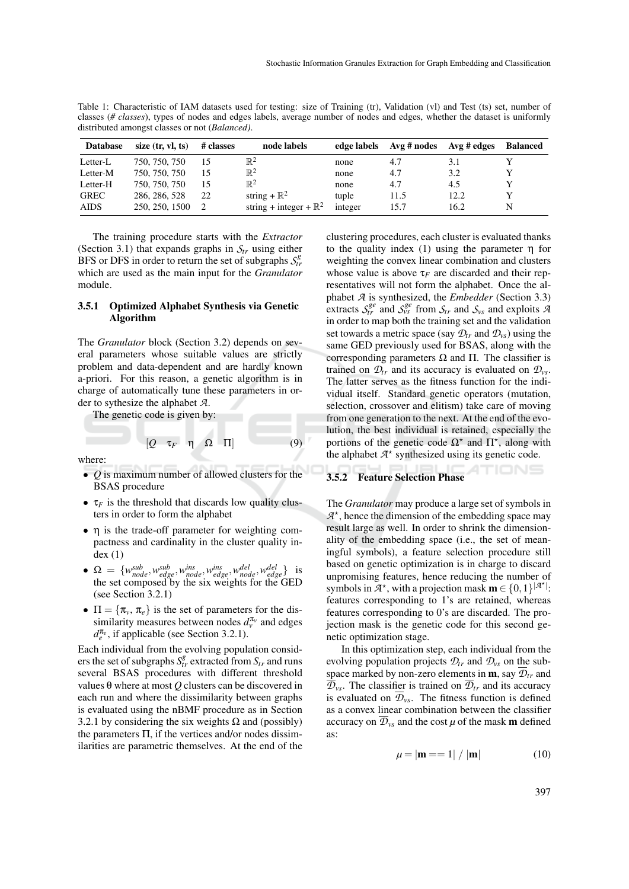Table 1: Characteristic of IAM datasets used for testing: size of Training (tr), Validation (vl) and Test (ts) set, number of classes (*# classes*), types of nodes and edges labels, average number of nodes and edges, whether the dataset is uniformly distributed amongst classes or not (*Balanced*).

| Database | size (tr, vl, ts) | # classes | node labels | edge labels | Avg # nodes | Avg # edges | Balanced |
|---|---|---|---|---|---|---|---|
| Letter-L | 750, 750, 750 | 15 | $\mathbb{R}^2$ | none | 4.7 | 3.1 | Y |
| Letter-M | 750, 750, 750 | 15 | $\mathbb{R}^2$ | none | 4.7 | 3.2 | Y |
| Letter-H | 750, 750, 750 | 15 | $\mathbb{R}^2$ | none | 4.7 | 4.5 | Y |
| GREC | 286, 286, 528 | 22 | string + $\mathbb{R}^2$ | tuple | 11.5 | 12.2 | Y |
| AIDS | 250, 250, 1500 | 2 | string + integer + $\mathbb{R}^2$ | integer | 15.7 | 16.2 | N |

The training procedure starts with the *Extractor* (Section 3.1) that expands graphs in $\mathcal{S}_{tr}$ using either BFS or DFS in order to return the set of subgraphs $\mathcal{S}_{tr}^{g}$ which are used as the main input for the *Granulator* module.

#### 3.5.1 Optimized Alphabet Synthesis via Genetic Algorithm

The *Granulator* block (Section 3.2) depends on several parameters whose suitable values are strictly problem and data-dependent and are hardly known a-priori. For this reason, a genetic algorithm is in charge of automatically tune these parameters in order to sythesize the alphabet $\mathcal{A}$.

The genetic code is given by:

$$[Q \quad \tau_F \quad \eta \quad \Omega \quad \Pi] \tag{9}$$

where:

- $Q$ is maximum number of allowed clusters for the BSAS procedure
- $\tau_F$ is the threshold that discards low quality clusters in order to form the alphabet
- $\eta$ is the trade-off parameter for weighting compactness and cardinality in the cluster quality index (1)
- $\Omega = \{w_{node}^{sub}, w_{edge}^{sub}, w_{node}^{ins}, w_{edge}^{ins}, w_{node}^{del}, w_{edge}^{del}\}$ is the set composed by the six weights for the GED (see Section 3.2.1)
- $\Pi = \{\pi_v, \pi_e\}$ is the set of parameters for the dissimilarity measures between nodes $d_v^{\pi_v}$ and edges $d_e^{\pi_e}$, if applicable (see Section 3.2.1).

Each individual from the evolving population considers the set of subgraphs $S_{tr}^{g}$ extracted from $S_{tr}$ and runs several BSAS procedures with different threshold values $\theta$ where at most $Q$ clusters can be discovered in each run and where the dissimilarity between graphs is evaluated using the nBMF procedure as in Section 3.2.1 by considering the six weights $\Omega$ and (possibly) the parameters $\Pi$, if the vertices and/or nodes dissimilarities are parametric themselves. At the end of the clustering procedures, each cluster is evaluated thanks to the quality index (1) using the parameter $\eta$ for weighting the convex linear combination and clusters whose value is above $\tau_F$ are discarded and their representatives will not form the alphabet. Once the alphabet $\mathcal{A}$ is synthesized, the *Embedder* (Section 3.3) extracts $\mathcal{S}_{tr}^{ge}$ and $\mathcal{S}_{vs}^{ge}$ from $\mathcal{S}_{tr}$ and $\mathcal{S}_{vs}$ and exploits $\mathcal{A}$ in order to map both the training set and the validation set towards a metric space (say $\mathcal{D}_{tr}$ and $\mathcal{D}_{vs}$) using the same GED previously used for BSAS, along with the corresponding parameters $\Omega$ and $\Pi$. The classifier is trained on $\mathcal{D}_{tr}$ and its accuracy is evaluated on $\mathcal{D}_{vs}$. The latter serves as the fitness function for the individual itself. Standard genetic operators (mutation, selection, crossover and elitism) take care of moving from one generation to the next. At the end of the evolution, the best individual is retained, especially the portions of the genetic code $\Omega^{\star}$ and $\Pi^{\star}$, along with the alphabet $\mathcal{A}^{\star}$ synthesized using its genetic code.

#### 3.5.2 Feature Selection Phase

The *Granulator* may produce a large set of symbols in $\mathcal{A}^{\star}$, hence the dimension of the embedding space may result large as well. In order to shrink the dimensionality of the embedding space (i.e., the set of meaningful symbols), a feature selection procedure still based on genetic optimization is in charge to discard unpromising features, hence reducing the number of symbols in $\mathcal{A}^{\star}$, with a projection mask $\mathbf{m} \in \{0,1\}^{|\mathcal{A}^{\star}|}$: features corresponding to 1's are retained, whereas features corresponding to 0's are discarded. The projection mask is the genetic code for this second genetic optimization stage.

In this optimization step, each individual from the evolving population projects $\mathcal{D}_{tr}$ and $\mathcal{D}_{vs}$ on the subspace marked by non-zero elements in $\mathbf{m}$, say $\overline{\mathcal{D}}_{tr}$ and $\overline{\mathcal{D}}_{vs}$. The classifier is trained on $\overline{\mathcal{D}}_{tr}$ and its accuracy is evaluated on $\overline{\mathcal{D}}_{vs}$. The fitness function is defined as a convex linear combination between the classifier accuracy on $\overline{\mathcal{D}}_{vs}$ and the cost $\mu$ of the mask $\mathbf{m}$ defined as:

$$\mu = |\mathbf{m} == 1| \;/\; |\mathbf{m}| \tag{10}$$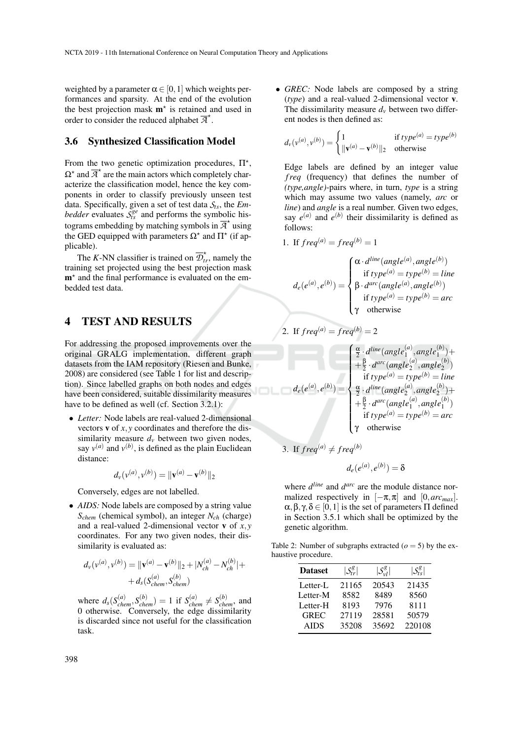weighted by a parameter $\alpha \in [0,1]$ which weights performances and sparsity. At the end of the evolution the best projection mask $\mathbf{m}^\star$ is retained and used in order to consider the reduced alphabet $\overline{\mathcal{A}}^\star$.

### 3.6 Synthesized Classification Model

From the two genetic optimization procedures, $\Pi^\star$, $\Omega^\star$ and $\overline{\mathcal{A}}^\star$ are the main actors which completely characterize the classification model, hence the key components in order to classify previously unseen test data. Specifically, given a set of test data $\mathcal{S}_{ts}$, the *Embedder* evaluates $\mathcal{S}_{ts}^{ge}$ and performs the symbolic histograms embedding by matching symbols in $\overline{\mathcal{A}}^\star$ using the GED equipped with parameters $\Omega^\star$ and $\Pi^\star$ (if applicable).

The *K*-NN classifier is trained on $\overline{\mathcal{D}}_{tr}^\star$, namely the training set projected using the best projection mask $\mathbf{m}^\star$ and the final performance is evaluated on the embedded test data.

## 4 TEST AND RESULTS

For addressing the proposed improvements over the original GRALG implementation, different graph datasets from the IAM repository (Riesen and Bunke, 2008) are considered (see Table 1 for list and description). Since labelled graphs on both nodes and edges have been considered, suitable dissimilarity measures have to be defined as well (cf. Section 3.2.1):

- *Letter:* Node labels are real-valued 2-dimensional vectors $\mathbf{v}$ of $x,y$ coordinates and therefore the dissimilarity measure $d_v$ between two given nodes, say $v^{(a)}$ and $v^{(b)}$, is defined as the plain Euclidean distance:

$$d_v(v^{(a)}, v^{(b)}) = \|\mathbf{v}^{(a)} - \mathbf{v}^{(b)}\|_2$$

  Conversely, edges are not labelled.

- *AIDS:* Node labels are composed by a string value $S_{chem}$ (chemical symbol), an integer $N_{ch}$ (charge) and a real-valued 2-dimensional vector $\mathbf{v}$ of $x,y$ coordinates. For any two given nodes, their dissimilarity is evaluated as:

$$d_v(v^{(a)}, v^{(b)}) = \|\mathbf{v}^{(a)} - \mathbf{v}^{(b)}\|_2 + |N_{ch}^{(a)} - N_{ch}^{(b)}| + \\ + d_s(S_{chem}^{(a)}, S_{chem}^{(b)})$$

  where $d_s(S_{chem}^{(a)}, S_{chem}^{(b)}) = 1$ if $S_{chem}^{(a)} \neq S_{chem}^{(b)}$, and 0 otherwise. Conversely, the edge dissimilarity is discarded since not useful for the classification task.

- *GREC:* Node labels are composed by a string (*type*) and a real-valued 2-dimensional vector $\mathbf{v}$. The dissimilarity measure $d_v$ between two different nodes is then defined as:

$$d_v(v^{(a)}, v^{(b)}) = \begin{cases} 1 & \text{if } type^{(a)} = type^{(b)} \\ \|\mathbf{v}^{(a)} - \mathbf{v}^{(b)}\|_2 & \text{otherwise} \end{cases}$$

  Edge labels are defined by an integer value $freq$ (frequency) that defines the number of *(type,angle)*-pairs where, in turn, *type* is a string which may assume two values (namely, *arc* or *line*) and *angle* is a real number. Given two edges, say $e^{(a)}$ and $e^{(b)}$ their dissimilarity is defined as follows:

  1. If $freq^{(a)} = freq^{(b)} = 1$

$$d_e(e^{(a)}, e^{(b)}) = \begin{cases} \alpha \cdot d^{line}(angle^{(a)}, angle^{(b)}) \\ \quad \text{if } type^{(a)} = type^{(b)} = line \\ \beta \cdot d^{arc}(angle^{(a)}, angle^{(b)}) \\ \quad \text{if } type^{(a)} = type^{(b)} = arc \\ \gamma \quad \text{otherwise} \end{cases}$$

  2. If $freq^{(a)} = freq^{(b)} = 2$

$$d_e(e^{(a)}, e^{(b)}) = \begin{cases} \frac{\alpha}{2} \cdot d^{line}(angle_1^{(a)}, angle_1^{(b)}) + \\ + \frac{\beta}{2} \cdot d^{arc}(angle_2^{(a)}, angle_2^{(b)}) \\ \quad \text{if } type^{(a)} = type^{(b)} = line \\ \frac{\alpha}{2} \cdot d^{line}(angle_2^{(a)}, angle_2^{(b)}) + \\ + \frac{\beta}{2} \cdot d^{arc}(angle_1^{(a)}, angle_1^{(b)}) \\ \quad \text{if } type^{(a)} = type^{(b)} = arc \\ \gamma \quad \text{otherwise} \end{cases}$$

  3. If $freq^{(a)} \neq freq^{(b)}$

$$d_e(e^{(a)}, e^{(b)}) = \delta$$

  where $d^{line}$ and $d^{arc}$ are the module distance normalized respectively in $[-\pi, \pi]$ and $[0, arc_{max}]$. $\alpha, \beta, \gamma, \delta \in [0,1]$ is the set of parameters $\Pi$ defined in Section 3.5.1 which shall be optimized by the genetic algorithm.

Table 2: Number of subgraphs extracted ($o = 5$) by the exhaustive procedure.

| Dataset | $\lvert\mathcal{S}_{tr}^g\rvert$ | $\lvert\mathcal{S}_{vl}^g\rvert$ | $\lvert\mathcal{S}_{ts}^g\rvert$ |
|---|---|---|---|
| Letter-L | 21165 | 20543 | 21435 |
| Letter-M | 8582 | 8489 | 8560 |
| Letter-H | 8193 | 7976 | 8111 |
| GREC | 27119 | 28581 | 50579 |
| AIDS | 35208 | 35692 | 220108 |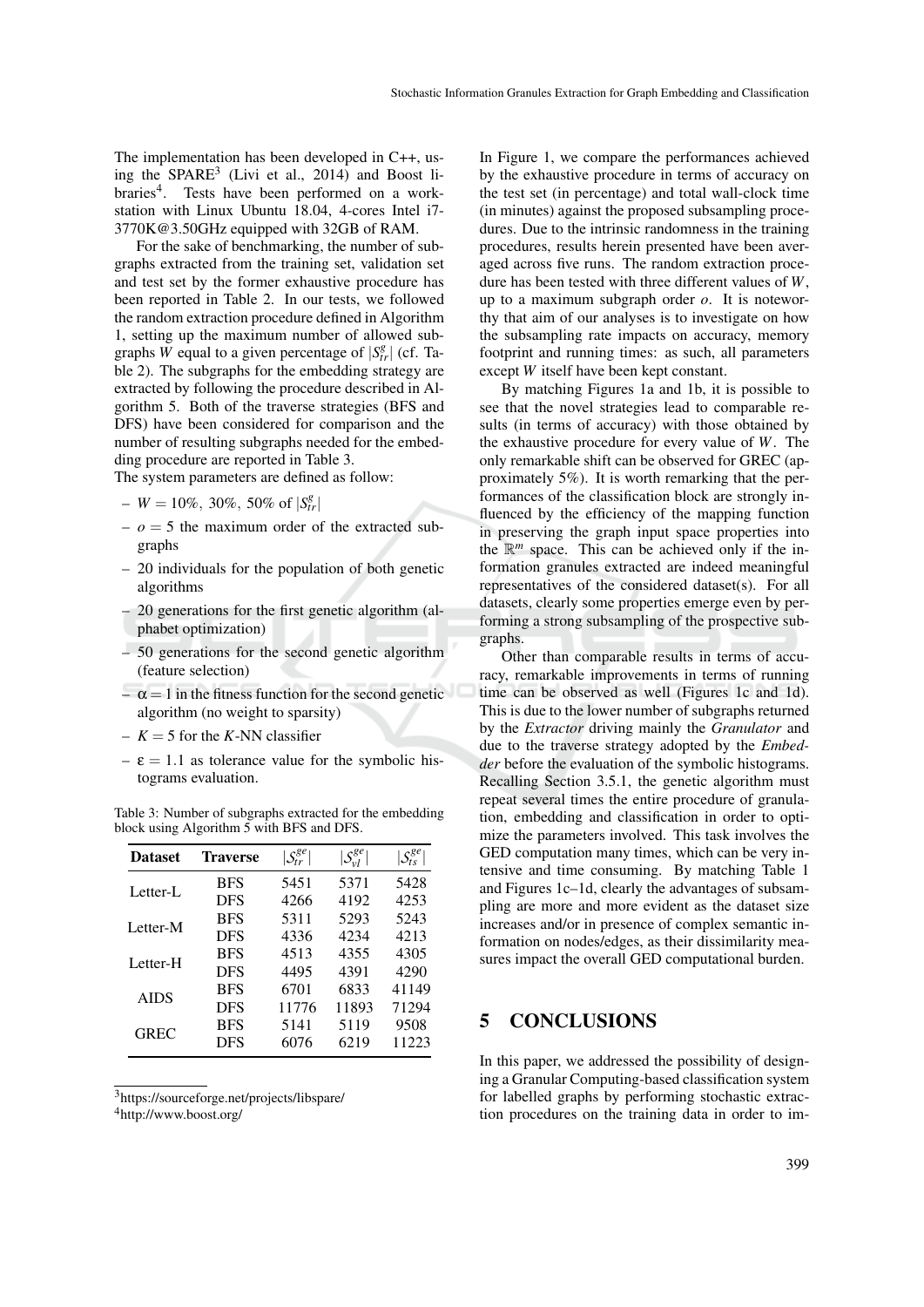The implementation has been developed in C++, using the SPARE[3] (Livi et al., 2014) and Boost libraries[4]. Tests have been performed on a workstation with Linux Ubuntu 18.04, 4-cores Intel i7-3770K@3.50GHz equipped with 32GB of RAM.

For the sake of benchmarking, the number of subgraphs extracted from the training set, validation set and test set by the former exhaustive procedure has been reported in Table 2. In our tests, we followed the random extraction procedure defined in Algorithm 1, setting up the maximum number of allowed subgraphs $W$ equal to a given percentage of $|\mathcal{S}^g_{tr}|$ (cf. Table 2). The subgraphs for the embedding strategy are extracted by following the procedure described in Algorithm 5. Both of the traverse strategies (BFS and DFS) have been considered for comparison and the number of resulting subgraphs needed for the embedding procedure are reported in Table 3.

The system parameters are defined as follow:

- $W = 10\%,\ 30\%,\ 50\%$ of $|\mathcal{S}^g_{tr}|$
- $o = 5$ the maximum order of the extracted subgraphs
- 20 individuals for the population of both genetic algorithms
- 20 generations for the first genetic algorithm (alphabet optimization)
- 50 generations for the second genetic algorithm (feature selection)
- $\alpha = 1$ in the fitness function for the second genetic algorithm (no weight to sparsity)
- $K = 5$ for the $K$-NN classifier
- $\varepsilon = 1.1$ as tolerance value for the symbolic histograms evaluation.

Table 3: Number of subgraphs extracted for the embedding block using Algorithm 5 with BFS and DFS.

| Dataset | Traverse | $\lvert\mathcal{S}^{ge}_{tr}\rvert$ | $\lvert\mathcal{S}^{ge}_{vl}\rvert$ | $\lvert\mathcal{S}^{ge}_{ts}\rvert$ |
|---|---|---|---|---|
| Letter-L | BFS | 5451 | 5371 | 5428 |
| | DFS | 4266 | 4192 | 4253 |
| Letter-M | BFS | 5311 | 5293 | 5243 |
| | DFS | 4336 | 4234 | 4213 |
| Letter-H | BFS | 4513 | 4355 | 4305 |
| | DFS | 4495 | 4391 | 4290 |
| AIDS | BFS | 6701 | 6833 | 41149 |
| | DFS | 11776 | 11893 | 71294 |
| GREC | BFS | 5141 | 5119 | 9508 |
| | DFS | 6076 | 6219 | 11223 |

[3] https://sourceforge.net/projects/libspare/

[4] http://www.boost.org/

In Figure 1, we compare the performances achieved by the exhaustive procedure in terms of accuracy on the test set (in percentage) and total wall-clock time (in minutes) against the proposed subsampling procedures. Due to the intrinsic randomness in the training procedures, results herein presented have been averaged across five runs. The random extraction procedure has been tested with three different values of $W$, up to a maximum subgraph order $o$. It is noteworthy that aim of our analyses is to investigate on how the subsampling rate impacts on accuracy, memory footprint and running times: as such, all parameters except $W$ itself have been kept constant.

By matching Figures 1a and 1b, it is possible to see that the novel strategies lead to comparable results (in terms of accuracy) with those obtained by the exhaustive procedure for every value of $W$. The only remarkable shift can be observed for GREC (approximately 5%). It is worth remarking that the performances of the classification block are strongly influenced by the efficiency of the mapping function in preserving the graph input space properties into the $\mathbb{R}^m$ space. This can be achieved only if the information granules extracted are indeed meaningful representatives of the considered dataset(s). For all datasets, clearly some properties emerge even by performing a strong subsampling of the prospective subgraphs.

Other than comparable results in terms of accuracy, remarkable improvements in terms of running time can be observed as well (Figures 1c and 1d). This is due to the lower number of subgraphs returned by the *Extractor* driving mainly the *Granulator* and due to the traverse strategy adopted by the *Embedder* before the evaluation of the symbolic histograms. Recalling Section 3.5.1, the genetic algorithm must repeat several times the entire procedure of granulation, embedding and classification in order to optimize the parameters involved. This task involves the GED computation many times, which can be very intensive and time consuming. By matching Table 1 and Figures 1c–1d, clearly the advantages of subsampling are more and more evident as the dataset size increases and/or in presence of complex semantic information on nodes/edges, as their dissimilarity measures impact the overall GED computational burden.

## 5 CONCLUSIONS

In this paper, we addressed the possibility of designing a Granular Computing-based classification system for labelled graphs by performing stochastic extraction procedures on the training data in order to im-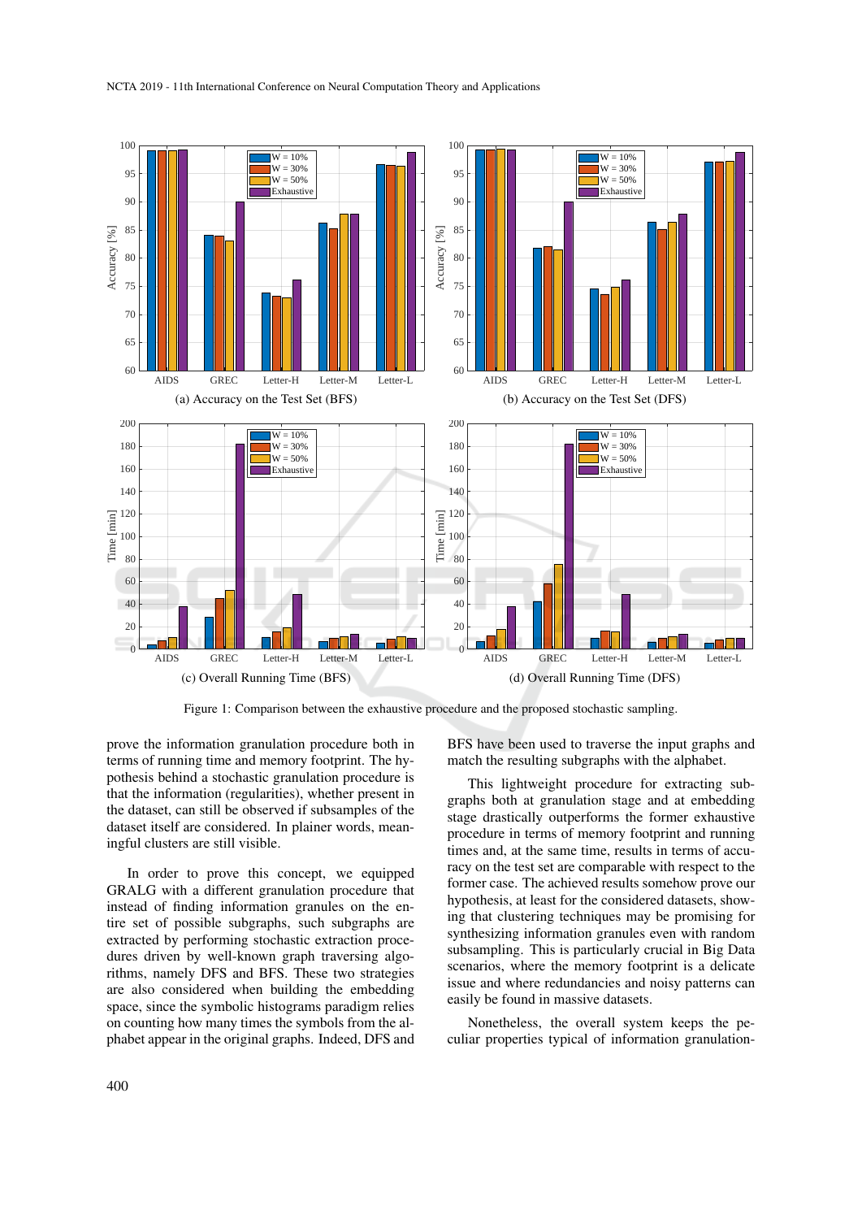Figure 1: Comparison between the exhaustive procedure and the proposed stochastic sampling.

prove the information granulation procedure both in terms of running time and memory footprint. The hypothesis behind a stochastic granulation procedure is that the information (regularities), whether present in the dataset, can still be observed if subsamples of the dataset itself are considered. In plainer words, meaningful clusters are still visible.

In order to prove this concept, we equipped GRALG with a different granulation procedure that instead of finding information granules on the entire set of possible subgraphs, such subgraphs are extracted by performing stochastic extraction procedures driven by well-known graph traversing algorithms, namely DFS and BFS. These two strategies are also considered when building the embedding space, since the symbolic histograms paradigm relies on counting how many times the symbols from the alphabet appear in the original graphs. Indeed, DFS and BFS have been used to traverse the input graphs and match the resulting subgraphs with the alphabet.

This lightweight procedure for extracting subgraphs both at granulation stage and at embedding stage drastically outperforms the former exhaustive procedure in terms of memory footprint and running times and, at the same time, results in terms of accuracy on the test set are comparable with respect to the former case. The achieved results somehow prove our hypothesis, at least for the considered datasets, showing that clustering techniques may be promising for synthesizing information granules even with random subsampling. This is particularly crucial in Big Data scenarios, where the memory footprint is a delicate issue and where redundancies and noisy patterns can easily be found in massive datasets.

Nonetheless, the overall system keeps the peculiar properties typical of information granulation-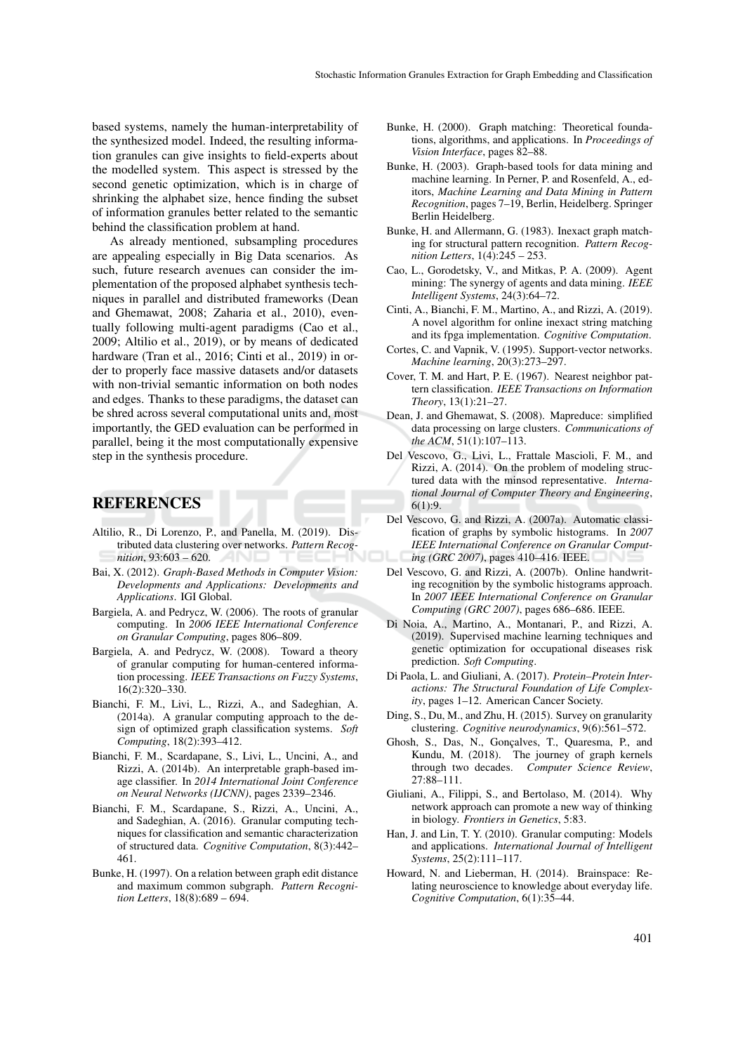based systems, namely the human-interpretability of the synthesized model. Indeed, the resulting information granules can give insights to field-experts about the modelled system. This aspect is stressed by the second genetic optimization, which is in charge of shrinking the alphabet size, hence finding the subset of information granules better related to the semantic behind the classification problem at hand.

As already mentioned, subsampling procedures are appealing especially in Big Data scenarios. As such, future research avenues can consider the implementation of the proposed alphabet synthesis techniques in parallel and distributed frameworks (Dean and Ghemawat, 2008; Zaharia et al., 2010), eventually following multi-agent paradigms (Cao et al., 2009; Altilio et al., 2019), or by means of dedicated hardware (Tran et al., 2016; Cinti et al., 2019) in order to properly face massive datasets and/or datasets with non-trivial semantic information on both nodes and edges. Thanks to these paradigms, the dataset can be shred across several computational units and, most importantly, the GED evaluation can be performed in parallel, being it the most computationally expensive step in the synthesis procedure.

## REFERENCES

Altilio, R., Di Lorenzo, P., and Panella, M. (2019). Distributed data clustering over networks. *Pattern Recognition*, 93:603 – 620.

Bai, X. (2012). *Graph-Based Methods in Computer Vision: Developments and Applications: Developments and Applications*. IGI Global.

Bargiela, A. and Pedrycz, W. (2006). The roots of granular computing. In *2006 IEEE International Conference on Granular Computing*, pages 806–809.

Bargiela, A. and Pedrycz, W. (2008). Toward a theory of granular computing for human-centered information processing. *IEEE Transactions on Fuzzy Systems*, 16(2):320–330.

Bianchi, F. M., Livi, L., Rizzi, A., and Sadeghian, A. (2014a). A granular computing approach to the design of optimized graph classification systems. *Soft Computing*, 18(2):393–412.

Bianchi, F. M., Scardapane, S., Livi, L., Uncini, A., and Rizzi, A. (2014b). An interpretable graph-based image classifier. In *2014 International Joint Conference on Neural Networks (IJCNN)*, pages 2339–2346.

Bianchi, F. M., Scardapane, S., Rizzi, A., Uncini, A., and Sadeghian, A. (2016). Granular computing techniques for classification and semantic characterization of structured data. *Cognitive Computation*, 8(3):442–461.

Bunke, H. (1997). On a relation between graph edit distance and maximum common subgraph. *Pattern Recognition Letters*, 18(8):689 – 694.

Bunke, H. (2000). Graph matching: Theoretical foundations, algorithms, and applications. In *Proceedings of Vision Interface*, pages 82–88.

Bunke, H. (2003). Graph-based tools for data mining and machine learning. In Perner, P. and Rosenfeld, A., editors, *Machine Learning and Data Mining in Pattern Recognition*, pages 7–19, Berlin, Heidelberg. Springer Berlin Heidelberg.

Bunke, H. and Allermann, G. (1983). Inexact graph matching for structural pattern recognition. *Pattern Recognition Letters*, 1(4):245 – 253.

Cao, L., Gorodetsky, V., and Mitkas, P. A. (2009). Agent mining: The synergy of agents and data mining. *IEEE Intelligent Systems*, 24(3):64–72.

Cinti, A., Bianchi, F. M., Martino, A., and Rizzi, A. (2019). A novel algorithm for online inexact string matching and its fpga implementation. *Cognitive Computation*.

Cortes, C. and Vapnik, V. (1995). Support-vector networks. *Machine learning*, 20(3):273–297.

Cover, T. M. and Hart, P. E. (1967). Nearest neighbor pattern classification. *IEEE Transactions on Information Theory*, 13(1):21–27.

Dean, J. and Ghemawat, S. (2008). Mapreduce: simplified data processing on large clusters. *Communications of the ACM*, 51(1):107–113.

Del Vescovo, G., Livi, L., Frattale Mascioli, F. M., and Rizzi, A. (2014). On the problem of modeling structured data with the minsod representative. *International Journal of Computer Theory and Engineering*, 6(1):9.

Del Vescovo, G. and Rizzi, A. (2007a). Automatic classification of graphs by symbolic histograms. In *2007 IEEE International Conference on Granular Computing (GRC 2007)*, pages 410–416. IEEE.

Del Vescovo, G. and Rizzi, A. (2007b). Online handwriting recognition by the symbolic histograms approach. In *2007 IEEE International Conference on Granular Computing (GRC 2007)*, pages 686–686. IEEE.

Di Noia, A., Martino, A., Montanari, P., and Rizzi, A. (2019). Supervised machine learning techniques and genetic optimization for occupational diseases risk prediction. *Soft Computing*.

Di Paola, L. and Giuliani, A. (2017). *Protein–Protein Interactions: The Structural Foundation of Life Complexity*, pages 1–12. American Cancer Society.

Ding, S., Du, M., and Zhu, H. (2015). Survey on granularity clustering. *Cognitive neurodynamics*, 9(6):561–572.

Ghosh, S., Das, N., Gonçalves, T., Quaresma, P., and Kundu, M. (2018). The journey of graph kernels through two decades. *Computer Science Review*, 27:88–111.

Giuliani, A., Filippi, S., and Bertolaso, M. (2014). Why network approach can promote a new way of thinking in biology. *Frontiers in Genetics*, 5:83.

Han, J. and Lin, T. Y. (2010). Granular computing: Models and applications. *International Journal of Intelligent Systems*, 25(2):111–117.

Howard, N. and Lieberman, H. (2014). Brainspace: Relating neuroscience to knowledge about everyday life. *Cognitive Computation*, 6(1):35–44.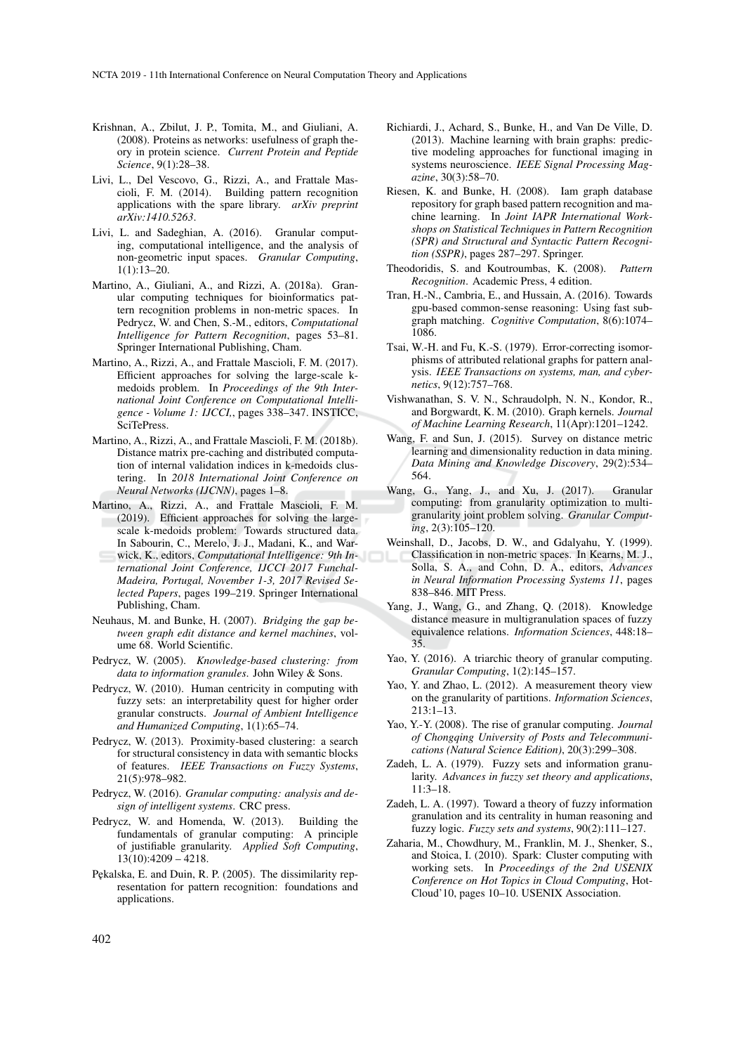Krishnan, A., Zbilut, J. P., Tomita, M., and Giuliani, A. (2008). Proteins as networks: usefulness of graph theory in protein science. *Current Protein and Peptide Science*, 9(1):28–38.

Livi, L., Del Vescovo, G., Rizzi, A., and Frattale Mascioli, F. M. (2014). Building pattern recognition applications with the spare library. *arXiv preprint arXiv:1410.5263*.

Livi, L. and Sadeghian, A. (2016). Granular computing, computational intelligence, and the analysis of non-geometric input spaces. *Granular Computing*, 1(1):13–20.

Martino, A., Giuliani, A., and Rizzi, A. (2018a). Granular computing techniques for bioinformatics pattern recognition problems in non-metric spaces. In Pedrycz, W. and Chen, S.-M., editors, *Computational Intelligence for Pattern Recognition*, pages 53–81. Springer International Publishing, Cham.

Martino, A., Rizzi, A., and Frattale Mascioli, F. M. (2017). Efficient approaches for solving the large-scale k-medoids problem. In *Proceedings of the 9th International Joint Conference on Computational Intelligence - Volume 1: IJCCI,*, pages 338–347. INSTICC, SciTePress.

Martino, A., Rizzi, A., and Frattale Mascioli, F. M. (2018b). Distance matrix pre-caching and distributed computation of internal validation indices in k-medoids clustering. In *2018 International Joint Conference on Neural Networks (IJCNN)*, pages 1–8.

Martino, A., Rizzi, A., and Frattale Mascioli, F. M. (2019). Efficient approaches for solving the large-scale k-medoids problem: Towards structured data. In Sabourin, C., Merelo, J. J., Madani, K., and Warwick, K., editors, *Computational Intelligence: 9th International Joint Conference, IJCCI 2017 Funchal-Madeira, Portugal, November 1-3, 2017 Revised Selected Papers*, pages 199–219. Springer International Publishing, Cham.

Neuhaus, M. and Bunke, H. (2007). *Bridging the gap between graph edit distance and kernel machines*, volume 68. World Scientific.

Pedrycz, W. (2005). *Knowledge-based clustering: from data to information granules*. John Wiley & Sons.

Pedrycz, W. (2010). Human centricity in computing with fuzzy sets: an interpretability quest for higher order granular constructs. *Journal of Ambient Intelligence and Humanized Computing*, 1(1):65–74.

Pedrycz, W. (2013). Proximity-based clustering: a search for structural consistency in data with semantic blocks of features. *IEEE Transactions on Fuzzy Systems*, 21(5):978–982.

Pedrycz, W. (2016). *Granular computing: analysis and design of intelligent systems*. CRC press.

Pedrycz, W. and Homenda, W. (2013). Building the fundamentals of granular computing: A principle of justifiable granularity. *Applied Soft Computing*, 13(10):4209 – 4218.

Pękalska, E. and Duin, R. P. (2005). The dissimilarity representation for pattern recognition: foundations and applications.

Richiardi, J., Achard, S., Bunke, H., and Van De Ville, D. (2013). Machine learning with brain graphs: predictive modeling approaches for functional imaging in systems neuroscience. *IEEE Signal Processing Magazine*, 30(3):58–70.

Riesen, K. and Bunke, H. (2008). Iam graph database repository for graph based pattern recognition and machine learning. In *Joint IAPR International Workshops on Statistical Techniques in Pattern Recognition (SPR) and Structural and Syntactic Pattern Recognition (SSPR)*, pages 287–297. Springer.

Theodoridis, S. and Koutroumbas, K. (2008). *Pattern Recognition*. Academic Press, 4 edition.

Tran, H.-N., Cambria, E., and Hussain, A. (2016). Towards gpu-based common-sense reasoning: Using fast subgraph matching. *Cognitive Computation*, 8(6):1074–1086.

Tsai, W.-H. and Fu, K.-S. (1979). Error-correcting isomorphisms of attributed relational graphs for pattern analysis. *IEEE Transactions on systems, man, and cybernetics*, 9(12):757–768.

Vishwanathan, S. V. N., Schraudolph, N. N., Kondor, R., and Borgwardt, K. M. (2010). Graph kernels. *Journal of Machine Learning Research*, 11(Apr):1201–1242.

Wang, F. and Sun, J. (2015). Survey on distance metric learning and dimensionality reduction in data mining. *Data Mining and Knowledge Discovery*, 29(2):534–564.

Wang, G., Yang, J., and Xu, J. (2017). Granular computing: from granularity optimization to multi-granularity joint problem solving. *Granular Computing*, 2(3):105–120.

Weinshall, D., Jacobs, D. W., and Gdalyahu, Y. (1999). Classification in non-metric spaces. In Kearns, M. J., Solla, S. A., and Cohn, D. A., editors, *Advances in Neural Information Processing Systems 11*, pages 838–846. MIT Press.

Yang, J., Wang, G., and Zhang, Q. (2018). Knowledge distance measure in multigranulation spaces of fuzzy equivalence relations. *Information Sciences*, 448:18–35.

Yao, Y. (2016). A triarchic theory of granular computing. *Granular Computing*, 1(2):145–157.

Yao, Y. and Zhao, L. (2012). A measurement theory view on the granularity of partitions. *Information Sciences*, 213:1–13.

Yao, Y.-Y. (2008). The rise of granular computing. *Journal of Chongqing University of Posts and Telecommunications (Natural Science Edition)*, 20(3):299–308.

Zadeh, L. A. (1979). Fuzzy sets and information granularity. *Advances in fuzzy set theory and applications*, 11:3–18.

Zadeh, L. A. (1997). Toward a theory of fuzzy information granulation and its centrality in human reasoning and fuzzy logic. *Fuzzy sets and systems*, 90(2):111–127.

Zaharia, M., Chowdhury, M., Franklin, M. J., Shenker, S., and Stoica, I. (2010). Spark: Cluster computing with working sets. In *Proceedings of the 2nd USENIX Conference on Hot Topics in Cloud Computing*, HotCloud'10, pages 10–10. USENIX Association.